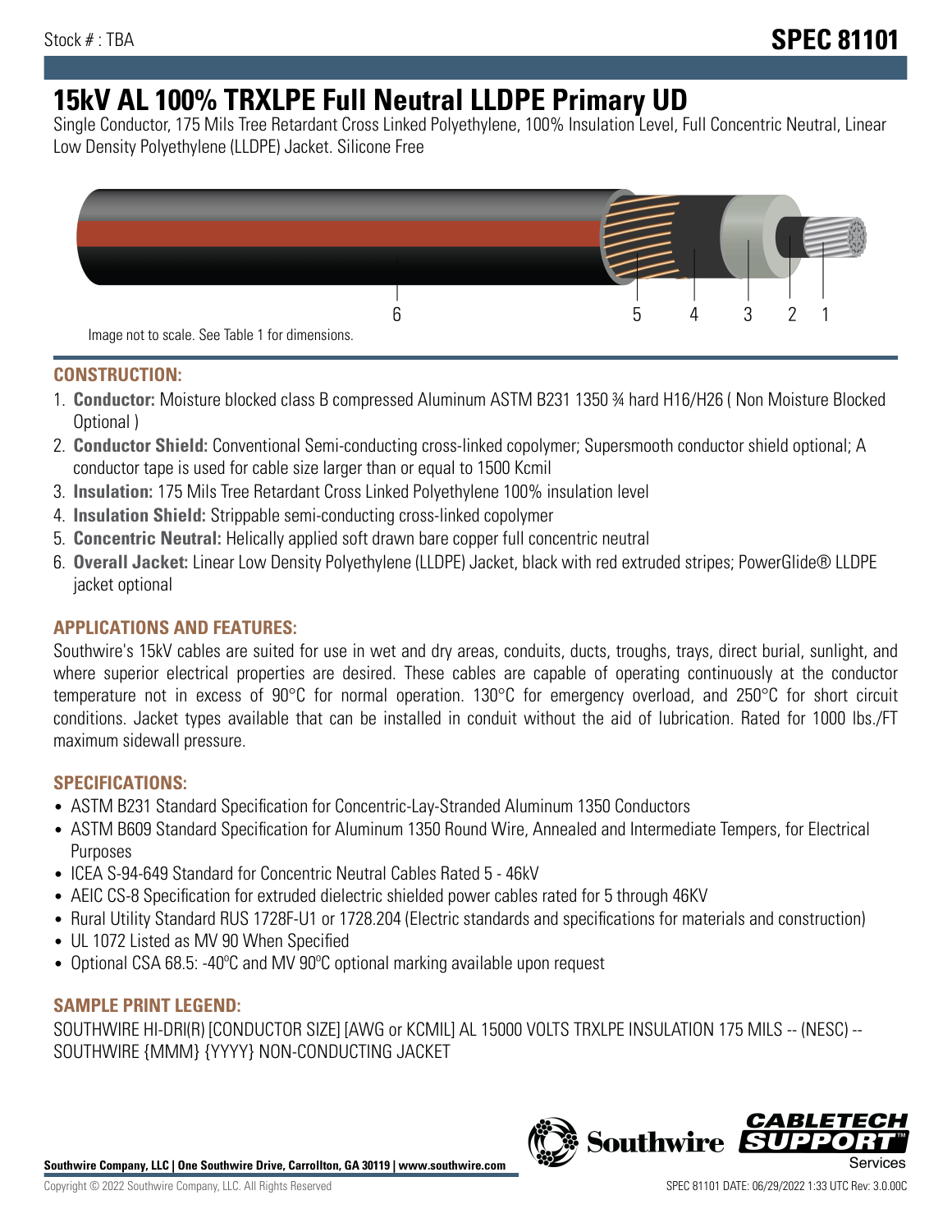Stock # : TBA

# SPEC 81101

# 15kV AL 100% TRXLPE Full Neutral LLDPE Primary UD

Single Conductor, 175 Mils Tree Retardant Cross Linked Polyethylene, 100% Insulation Level, Full Concentric Neutral, Linear Low Density Polyethylene (LLDPE) Jacket. Silicone Free

6 5 4 3 2 1

Image not to scale. See Table 1 for dimensions.

## CONSTRUCTION:

1. **Conductor:** Moisture blocked class B compressed Aluminum ASTM B231 1350 ¾ hard H16/H26 ( Non Moisture Blocked Optional )
2. **Conductor Shield:** Conventional Semi-conducting cross-linked copolymer; Supersmooth conductor shield optional; A conductor tape is used for cable size larger than or equal to 1500 Kcmil
3. **Insulation:** 175 Mils Tree Retardant Cross Linked Polyethylene 100% insulation level
4. **Insulation Shield:** Strippable semi-conducting cross-linked copolymer
5. **Concentric Neutral:** Helically applied soft drawn bare copper full concentric neutral
6. **Overall Jacket:** Linear Low Density Polyethylene (LLDPE) Jacket, black with red extruded stripes; PowerGlide® LLDPE jacket optional

## APPLICATIONS AND FEATURES:

Southwire's 15kV cables are suited for use in wet and dry areas, conduits, ducts, troughs, trays, direct burial, sunlight, and where superior electrical properties are desired. These cables are capable of operating continuously at the conductor temperature not in excess of 90°C for normal operation. 130°C for emergency overload, and 250°C for short circuit conditions. Jacket types available that can be installed in conduit without the aid of lubrication. Rated for 1000 lbs./FT maximum sidewall pressure.

## SPECIFICATIONS:

- ASTM B231 Standard Specification for Concentric-Lay-Stranded Aluminum 1350 Conductors
- ASTM B609 Standard Specification for Aluminum 1350 Round Wire, Annealed and Intermediate Tempers, for Electrical Purposes
- ICEA S-94-649 Standard for Concentric Neutral Cables Rated 5 - 46kV
- AEIC CS-8 Specification for extruded dielectric shielded power cables rated for 5 through 46KV
- Rural Utility Standard RUS 1728F-U1 or 1728.204 (Electric standards and specifications for materials and construction)
- UL 1072 Listed as MV 90 When Specified
- Optional CSA 68.5: -40ºC and MV 90ºC optional marking available upon request

## SAMPLE PRINT LEGEND:

SOUTHWIRE HI-DRI(R) [CONDUCTOR SIZE] [AWG or KCMIL] AL 15000 VOLTS TRXLPE INSULATION 175 MILS -- (NESC) -- SOUTHWIRE {MMM} {YYYY} NON-CONDUCTING JACKET

**Southwire Company, LLC | One Southwire Drive, Carrollton, GA 30119 | www.southwire.com**

Copyright © 2022 Southwire Company, LLC. All Rights Reserved

SPEC 81101 DATE: 06/29/2022 1:33 UTC Rev: 3.0.00C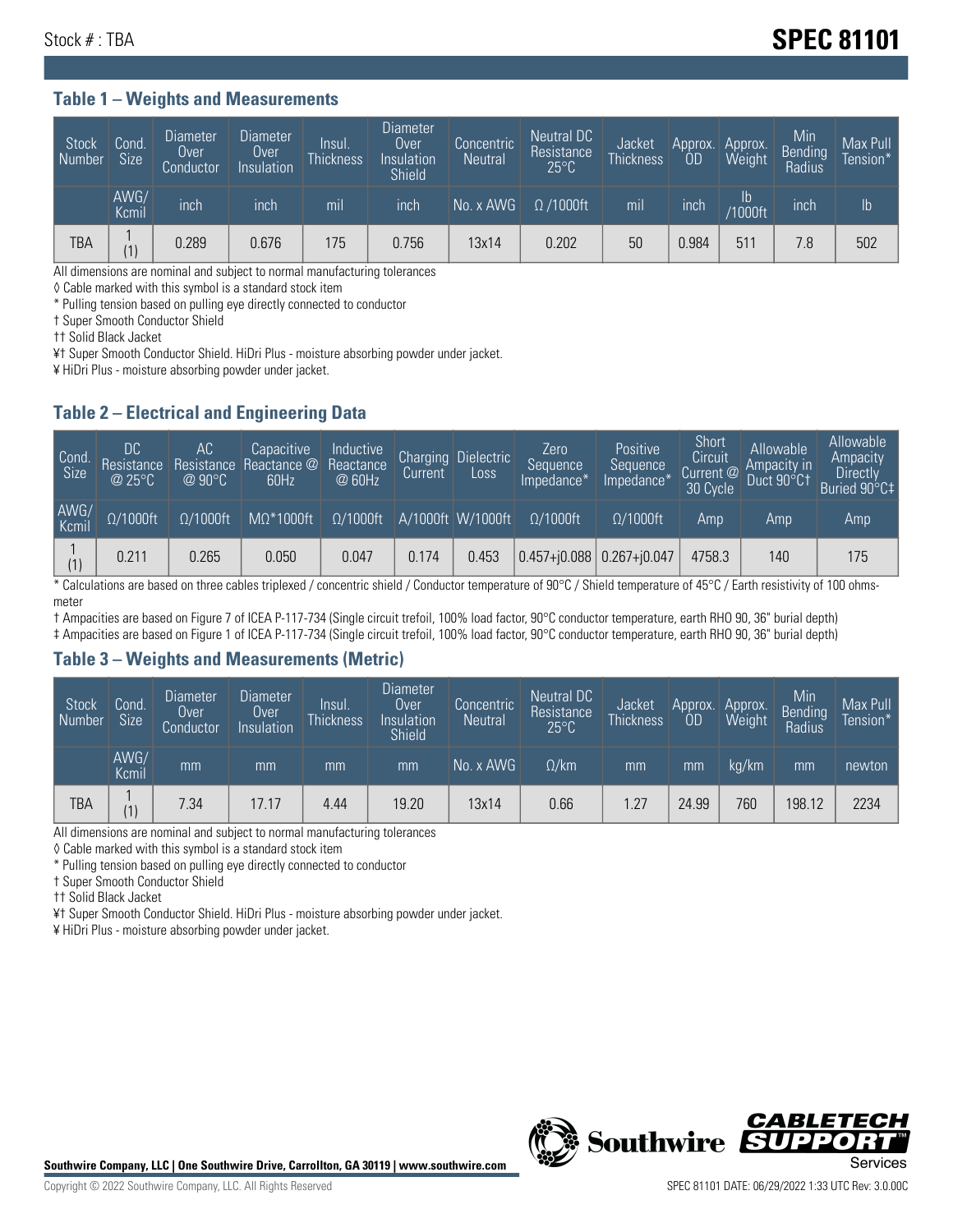Stock # : TBA **SPEC 81101**

### Table 1 – Weights and Measurements

| Stock Number | Cond. Size | Diameter Over Conductor | Diameter Over Insulation | Insul. Thickness | Diameter Over Insulation Shield | Concentric Neutral | Neutral DC Resistance 25°C | Jacket Thickness | Approx. OD | Approx. Weight | Min Bending Radius | Max Pull Tension* |
|---|---|---|---|---|---|---|---|---|---|---|---|---|
| | AWG/ Kcmil | inch | inch | mil | inch | No. x AWG | Ω /1000ft | mil | inch | lb /1000ft | inch | lb |
| TBA | 1 (1) | 0.289 | 0.676 | 175 | 0.756 | 13x14 | 0.202 | 50 | 0.984 | 511 | 7.8 | 502 |

All dimensions are nominal and subject to normal manufacturing tolerances

◊ Cable marked with this symbol is a standard stock item

* Pulling tension based on pulling eye directly connected to conductor

† Super Smooth Conductor Shield

†† Solid Black Jacket

¥† Super Smooth Conductor Shield. HiDri Plus - moisture absorbing powder under jacket.

¥ HiDri Plus - moisture absorbing powder under jacket.

### Table 2 – Electrical and Engineering Data

| Cond. Size | DC Resistance @ 25°C | AC Resistance @ 90°C | Capacitive Reactance @ 60Hz | Inductive Reactance @ 60Hz | Charging Current | Dielectric Loss | Zero Sequence Impedance* | Positive Sequence Impedance* | Short Circuit Current @ 30 Cycle | Allowable Ampacity in Duct 90°C† | Allowable Ampacity Directly Buried 90°C‡ |
|---|---|---|---|---|---|---|---|---|---|---|---|
| AWG/ Kcmil | Ω/1000ft | Ω/1000ft | MΩ*1000ft | Ω/1000ft | A/1000ft | W/1000ft | Ω/1000ft | Ω/1000ft | Amp | Amp | Amp |
| 1 (1) | 0.211 | 0.265 | 0.050 | 0.047 | 0.174 | 0.453 | 0.457+j0.088 | 0.267+j0.047 | 4758.3 | 140 | 175 |

* Calculations are based on three cables triplexed / concentric shield / Conductor temperature of 90°C / Shield temperature of 45°C / Earth resistivity of 100 ohms-meter

† Ampacities are based on Figure 7 of ICEA P-117-734 (Single circuit trefoil, 100% load factor, 90°C conductor temperature, earth RHO 90, 36" burial depth)

‡ Ampacities are based on Figure 1 of ICEA P-117-734 (Single circuit trefoil, 100% load factor, 90°C conductor temperature, earth RHO 90, 36" burial depth)

### Table 3 – Weights and Measurements (Metric)

| Stock Number | Cond. Size | Diameter Over Conductor | Diameter Over Insulation | Insul. Thickness | Diameter Over Insulation Shield | Concentric Neutral | Neutral DC Resistance 25°C | Jacket Thickness | Approx. OD | Approx. Weight | Min Bending Radius | Max Pull Tension* |
|---|---|---|---|---|---|---|---|---|---|---|---|---|
| | AWG/ Kcmil | mm | mm | mm | mm | No. x AWG | Ω/km | mm | mm | kg/km | mm | newton |
| TBA | 1 (1) | 7.34 | 17.17 | 4.44 | 19.20 | 13x14 | 0.66 | 1.27 | 24.99 | 760 | 198.12 | 2234 |

All dimensions are nominal and subject to normal manufacturing tolerances

◊ Cable marked with this symbol is a standard stock item

* Pulling tension based on pulling eye directly connected to conductor

† Super Smooth Conductor Shield

†† Solid Black Jacket

¥† Super Smooth Conductor Shield. HiDri Plus - moisture absorbing powder under jacket.

¥ HiDri Plus - moisture absorbing powder under jacket.

**Southwire Company, LLC | One Southwire Drive, Carrollton, GA 30119 | www.southwire.com**

Copyright © 2022 Southwire Company, LLC. All Rights Reserved

SPEC 81101 DATE: 06/29/2022 1:33 UTC Rev: 3.0.00C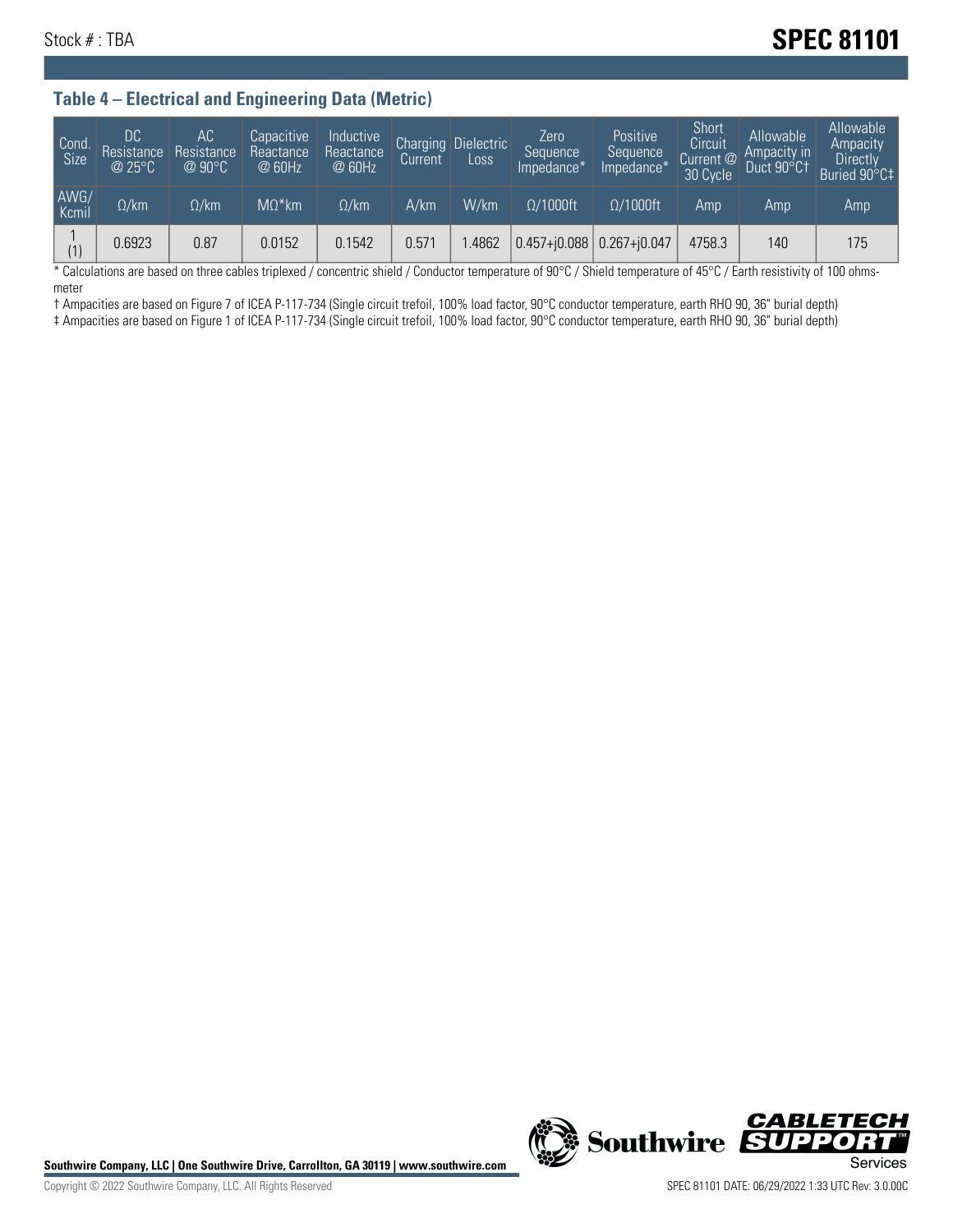### Table 4 – Electrical and Engineering Data (Metric)

| Cond. Size | DC Resistance @ 25°C | AC Resistance @ 90°C | Capacitive Reactance @ 60Hz | Inductive Reactance @ 60Hz | Charging Current | Dielectric Loss | Zero Sequence Impedance* | Positive Sequence Impedance* | Short Circuit Current @ 30 Cycle | Allowable Ampacity in Duct 90°C† | Allowable Ampacity Directly Buried 90°C‡ |
|---|---|---|---|---|---|---|---|---|---|---|---|
| AWG/ Kcmil | Ω/km | Ω/km | MΩ*km | Ω/km | A/km | W/km | Ω/1000ft | Ω/1000ft | Amp | Amp | Amp |
| 1 (1) | 0.6923 | 0.87 | 0.0152 | 0.1542 | 0.571 | 1.4862 | 0.457+j0.088 | 0.267+j0.047 | 4758.3 | 140 | 175 |

* Calculations are based on three cables triplexed / concentric shield / Conductor temperature of 90°C / Shield temperature of 45°C / Earth resistivity of 100 ohms-meter

† Ampacities are based on Figure 7 of ICEA P-117-734 (Single circuit trefoil, 100% load factor, 90°C conductor temperature, earth RHO 90, 36" burial depth)

‡ Ampacities are based on Figure 1 of ICEA P-117-734 (Single circuit trefoil, 100% load factor, 90°C conductor temperature, earth RHO 90, 36" burial depth)